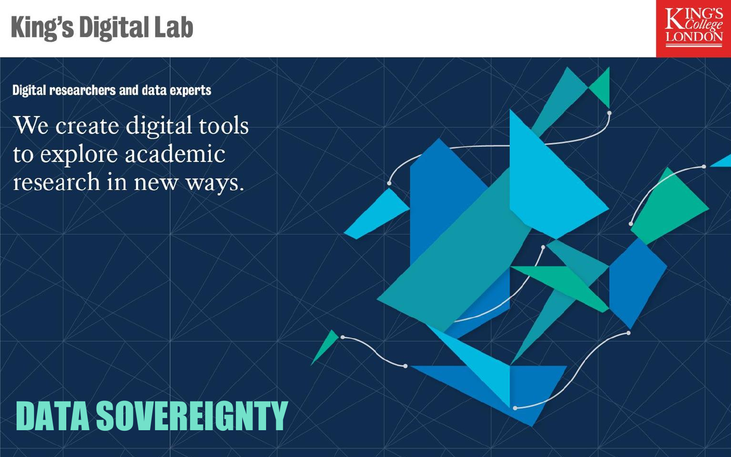# King's Digital Lab

King's College London

**Digital researchers and data experts**

We create digital tools to explore academic research in new ways.

## DATA SOVEREIGNTY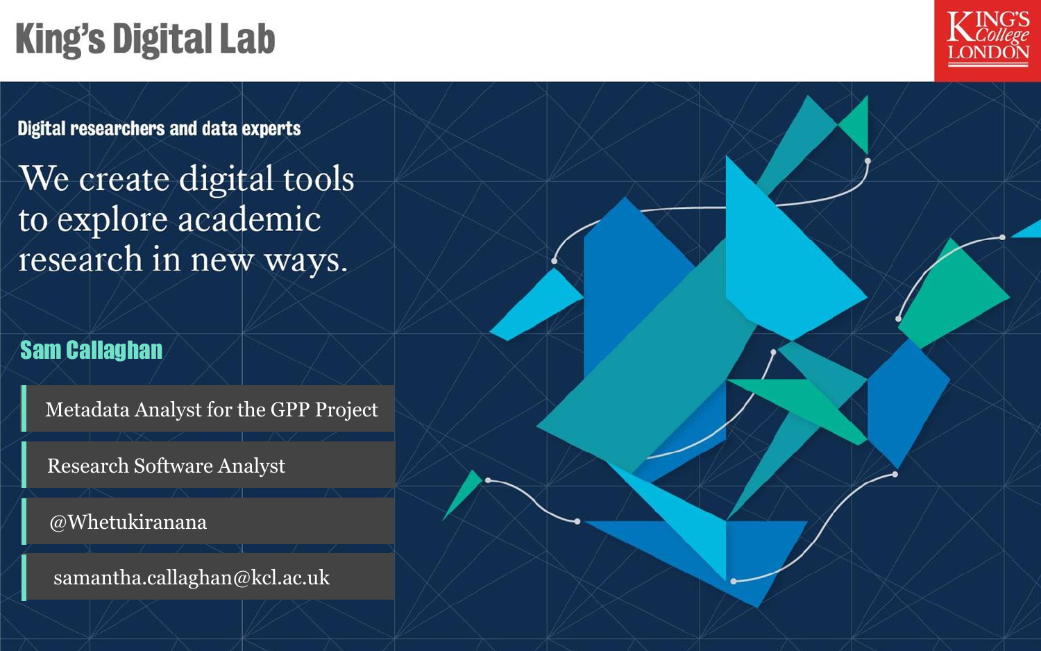# King's Digital Lab

KING'S College LONDON

**Digital researchers and data experts**

## We create digital tools to explore academic research in new ways.

### Sam Callaghan

- Metadata Analyst for the GPP Project
- Research Software Analyst
- @Whetukiranana
- samantha.callaghan@kcl.ac.uk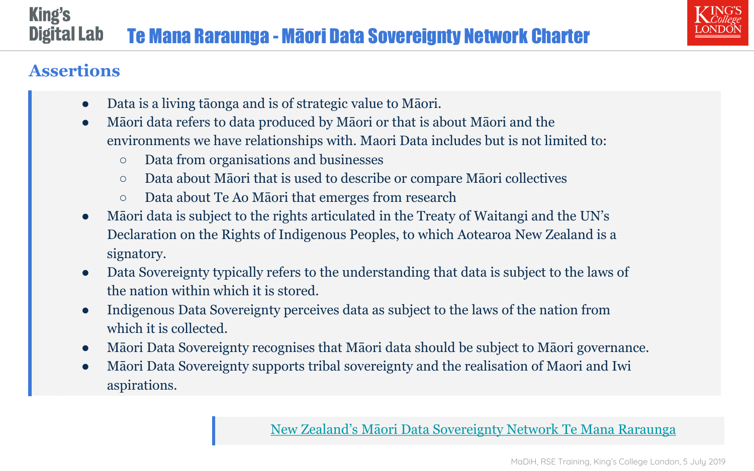# Te Mana Raraunga - Māori Data Sovereignty Network Charter

## Assertions

- Data is a living tāonga and is of strategic value to Māori.
- Māori data refers to data produced by Māori or that is about Māori and the environments we have relationships with. Maori Data includes but is not limited to:
  - Data from organisations and businesses
  - Data about Māori that is used to describe or compare Māori collectives
  - Data about Te Ao Māori that emerges from research
- Māori data is subject to the rights articulated in the Treaty of Waitangi and the UN's Declaration on the Rights of Indigenous Peoples, to which Aotearoa New Zealand is a signatory.
- Data Sovereignty typically refers to the understanding that data is subject to the laws of the nation within which it is stored.
- Indigenous Data Sovereignty perceives data as subject to the laws of the nation from which it is collected.
- Māori Data Sovereignty recognises that Māori data should be subject to Māori governance.
- Māori Data Sovereignty supports tribal sovereignty and the realisation of Maori and Iwi aspirations.

New Zealand's Māori Data Sovereignty Network Te Mana Raraunga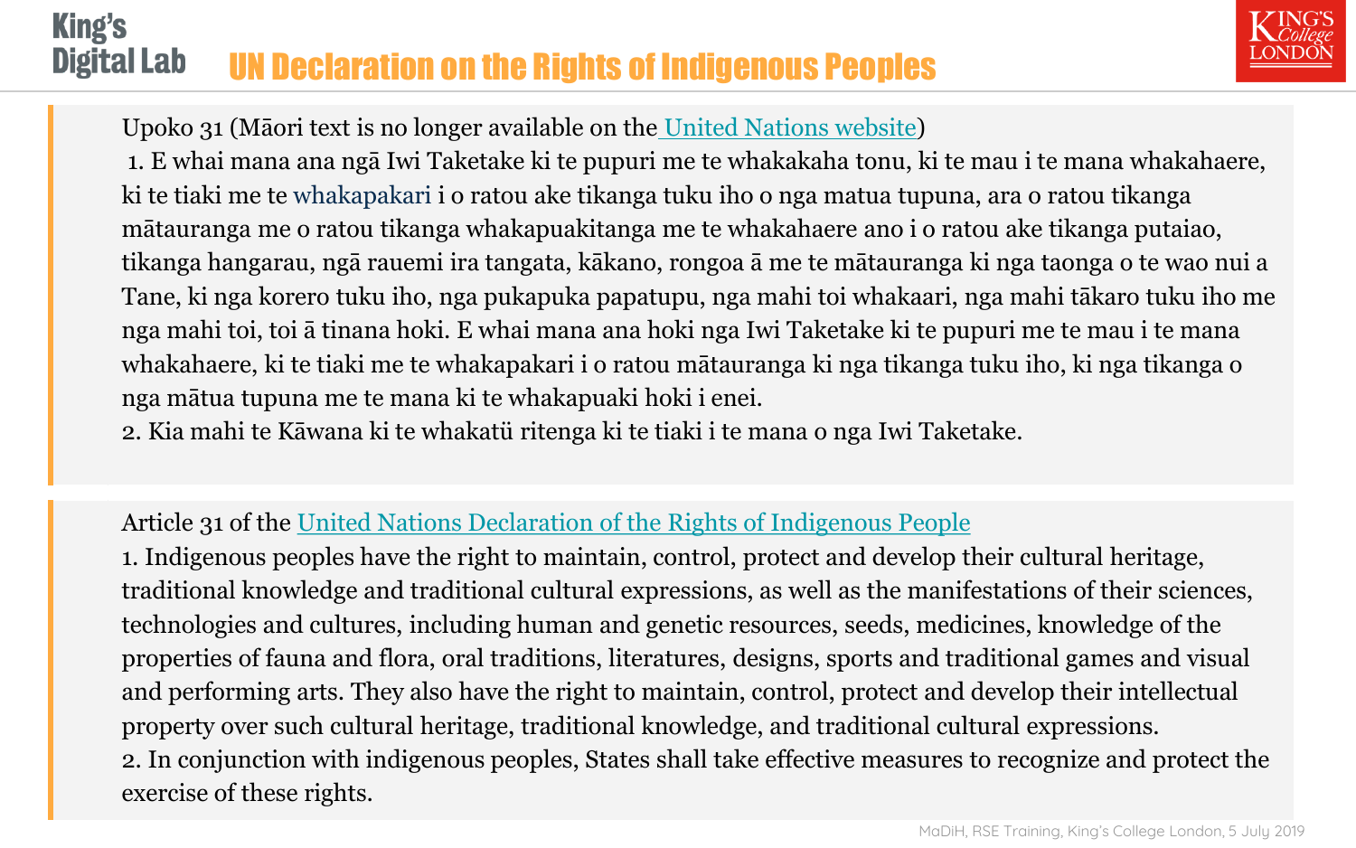# UN Declaration on the Rights of Indigenous Peoples

Upoko 31 (Māori text is no longer available on the United Nations website)

1. E whai mana ana ngā Iwi Taketake ki te pupuri me te whakakaha tonu, ki te mau i te mana whakahaere, ki te tiaki me te whakapakari i o ratou ake tikanga tuku iho o nga matua tupuna, ara o ratou tikanga mātauranga me o ratou tikanga whakapuakitanga me te whakahaere ano i o ratou ake tikanga putaiao, tikanga hangarau, ngā rauemi ira tangata, kākano, rongoa ā me te mātauranga ki nga taonga o te wao nui a Tane, ki nga korero tuku iho, nga pukapuka papatupu, nga mahi toi whakaari, nga mahi tākaro tuku iho me nga mahi toi, toi ā tinana hoki. E whai mana ana hoki nga Iwi Taketake ki te pupuri me te mau i te mana whakahaere, ki te tiaki me te whakapakari i o ratou mātauranga ki nga tikanga tuku iho, ki nga tikanga o nga mātua tupuna me te mana ki te whakapuaki hoki i enei.
2. Kia mahi te Kāwana ki te whakatü ritenga ki te tiaki i te mana o nga Iwi Taketake.

Article 31 of the United Nations Declaration of the Rights of Indigenous People

1. Indigenous peoples have the right to maintain, control, protect and develop their cultural heritage, traditional knowledge and traditional cultural expressions, as well as the manifestations of their sciences, technologies and cultures, including human and genetic resources, seeds, medicines, knowledge of the properties of fauna and flora, oral traditions, literatures, designs, sports and traditional games and visual and performing arts. They also have the right to maintain, control, protect and develop their intellectual property over such cultural heritage, traditional knowledge, and traditional cultural expressions.
2. In conjunction with indigenous peoples, States shall take effective measures to recognize and protect the exercise of these rights.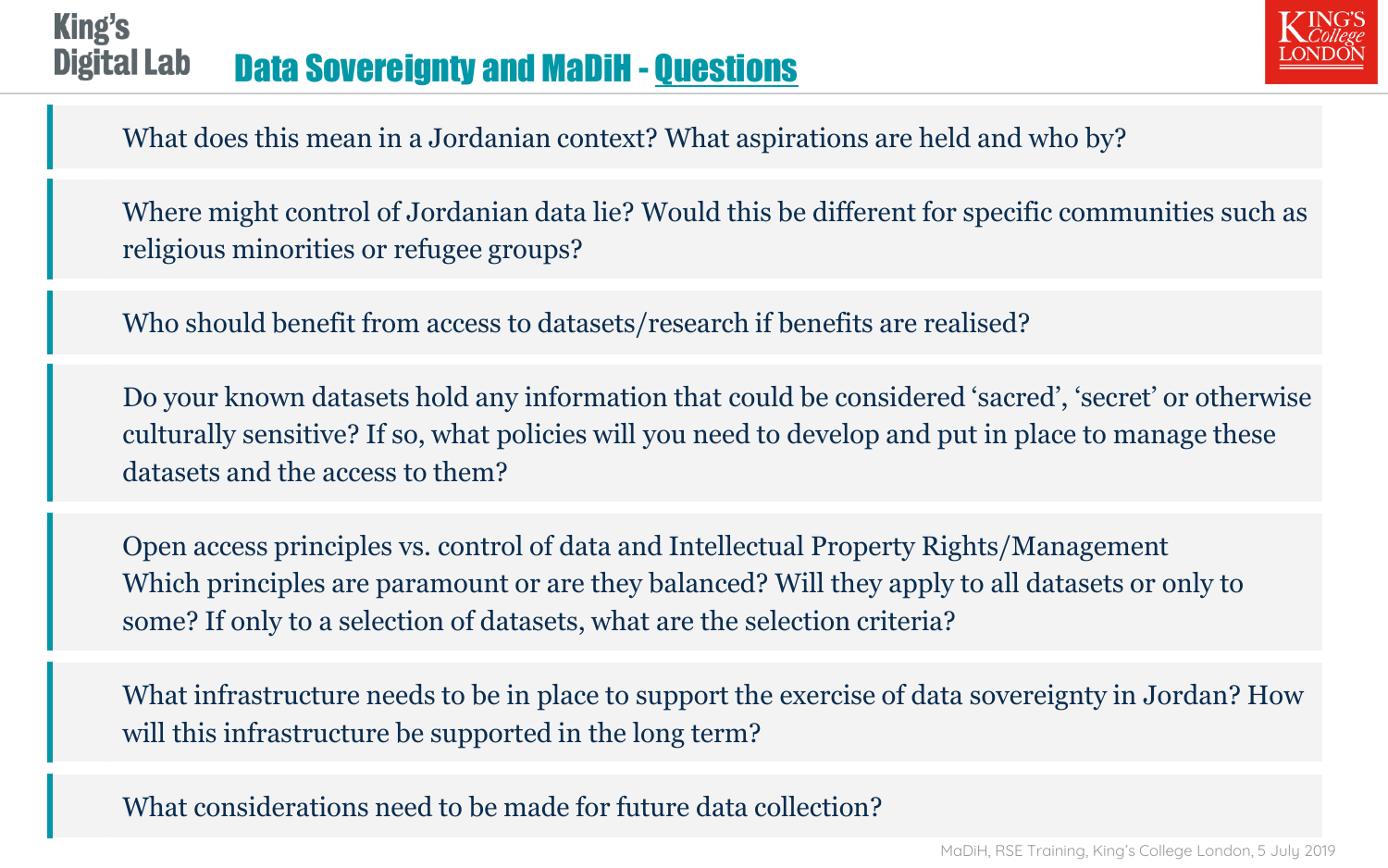# Data Sovereignty and MaDiH - Questions

What does this mean in a Jordanian context? What aspirations are held and who by?

Where might control of Jordanian data lie? Would this be different for specific communities such as religious minorities or refugee groups?

Who should benefit from access to datasets/research if benefits are realised?

Do your known datasets hold any information that could be considered 'sacred', 'secret' or otherwise culturally sensitive? If so, what policies will you need to develop and put in place to manage these datasets and the access to them?

Open access principles vs. control of data and Intellectual Property Rights/Management
Which principles are paramount or are they balanced? Will they apply to all datasets or only to some? If only to a selection of datasets, what are the selection criteria?

What infrastructure needs to be in place to support the exercise of data sovereignty in Jordan? How will this infrastructure be supported in the long term?

What considerations need to be made for future data collection?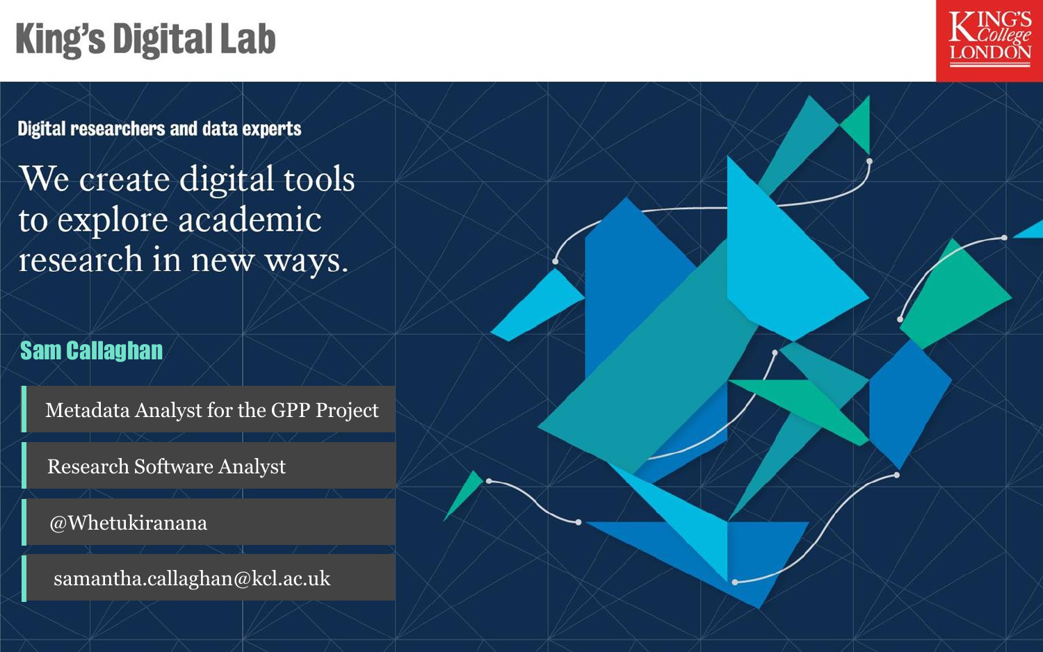# King's Digital Lab

KING'S College LONDON

**Digital researchers and data experts**

## We create digital tools to explore academic research in new ways.

**Sam Callaghan**

- Metadata Analyst for the GPP Project
- Research Software Analyst
- @Whetukiranana
- samantha.callaghan@kcl.ac.uk